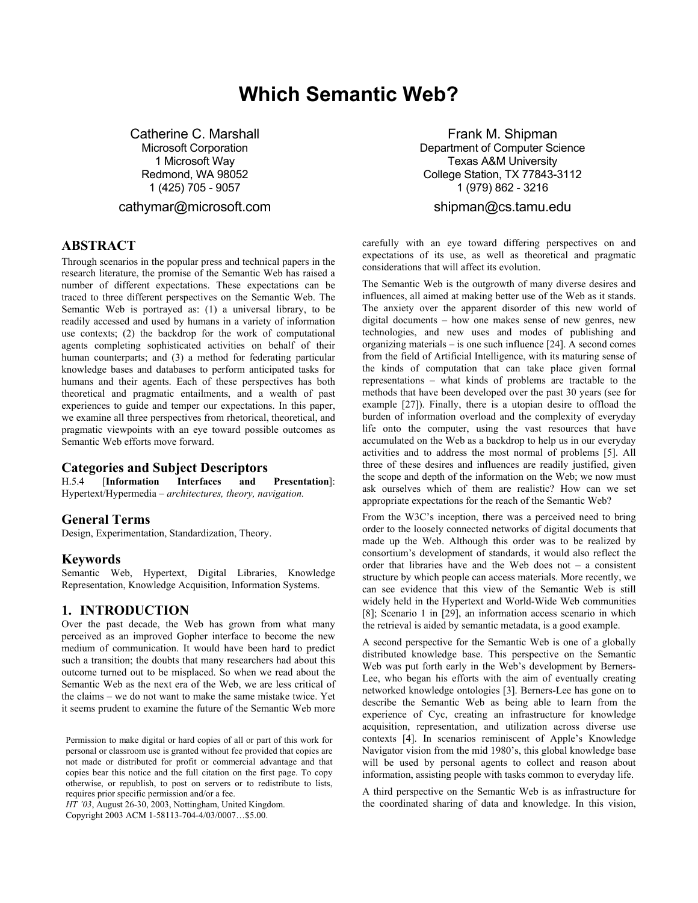# Which Semantic Web?

Catherine C. Marshall
Microsoft Corporation
1 Microsoft Way
Redmond, WA 98052
1 (425) 705 - 9057
cathymar@microsoft.com

Frank M. Shipman
Department of Computer Science
Texas A&M University
College Station, TX 77843-3112
1 (979) 862 - 3216
shipman@cs.tamu.edu

## ABSTRACT

Through scenarios in the popular press and technical papers in the research literature, the promise of the Semantic Web has raised a number of different expectations. These expectations can be traced to three different perspectives on the Semantic Web. The Semantic Web is portrayed as: (1) a universal library, to be readily accessed and used by humans in a variety of information use contexts; (2) the backdrop for the work of computational agents completing sophisticated activities on behalf of their human counterparts; and (3) a method for federating particular knowledge bases and databases to perform anticipated tasks for humans and their agents. Each of these perspectives has both theoretical and pragmatic entailments, and a wealth of past experiences to guide and temper our expectations. In this paper, we examine all three perspectives from rhetorical, theoretical, and pragmatic viewpoints with an eye toward possible outcomes as Semantic Web efforts move forward.

### Categories and Subject Descriptors

H.5.4 [**Information Interfaces and Presentation**]: Hypertext/Hypermedia – *architectures, theory, navigation.*

### General Terms

Design, Experimentation, Standardization, Theory.

### Keywords

Semantic Web, Hypertext, Digital Libraries, Knowledge Representation, Knowledge Acquisition, Information Systems.

## 1. INTRODUCTION

Over the past decade, the Web has grown from what many perceived as an improved Gopher interface to become the new medium of communication. It would have been hard to predict such a transition; the doubts that many researchers had about this outcome turned out to be misplaced. So when we read about the Semantic Web as the next era of the Web, we are less critical of the claims – we do not want to make the same mistake twice. Yet it seems prudent to examine the future of the Semantic Web more carefully with an eye toward differing perspectives on and expectations of its use, as well as theoretical and pragmatic considerations that will affect its evolution.

The Semantic Web is the outgrowth of many diverse desires and influences, all aimed at making better use of the Web as it stands. The anxiety over the apparent disorder of this new world of digital documents – how one makes sense of new genres, new technologies, and new uses and modes of publishing and organizing materials – is one such influence [24]. A second comes from the field of Artificial Intelligence, with its maturing sense of the kinds of computation that can take place given formal representations – what kinds of problems are tractable to the methods that have been developed over the past 30 years (see for example [27]). Finally, there is a utopian desire to offload the burden of information overload and the complexity of everyday life onto the computer, using the vast resources that have accumulated on the Web as a backdrop to help us in our everyday activities and to address the most normal of problems [5]. All three of these desires and influences are readily justified, given the scope and depth of the information on the Web; we now must ask ourselves which of them are realistic? How can we set appropriate expectations for the reach of the Semantic Web?

From the W3C's inception, there was a perceived need to bring order to the loosely connected networks of digital documents that made up the Web. Although this order was to be realized by consortium's development of standards, it would also reflect the order that libraries have and the Web does not – a consistent structure by which people can access materials. More recently, we can see evidence that this view of the Semantic Web is still widely held in the Hypertext and World-Wide Web communities [8]; Scenario 1 in [29], an information access scenario in which the retrieval is aided by semantic metadata, is a good example.

A second perspective for the Semantic Web is one of a globally distributed knowledge base. This perspective on the Semantic Web was put forth early in the Web's development by Berners-Lee, who began his efforts with the aim of eventually creating networked knowledge ontologies [3]. Berners-Lee has gone on to describe the Semantic Web as being able to learn from the experience of Cyc, creating an infrastructure for knowledge acquisition, representation, and utilization across diverse use contexts [4]. In scenarios reminiscent of Apple's Knowledge Navigator vision from the mid 1980's, this global knowledge base will be used by personal agents to collect and reason about information, assisting people with tasks common to everyday life.

A third perspective on the Semantic Web is as infrastructure for the coordinated sharing of data and knowledge. In this vision,

Permission to make digital or hard copies of all or part of this work for personal or classroom use is granted without fee provided that copies are not made or distributed for profit or commercial advantage and that copies bear this notice and the full citation on the first page. To copy otherwise, or republish, to post on servers or to redistribute to lists, requires prior specific permission and/or a fee.
*HT '03*, August 26-30, 2003, Nottingham, United Kingdom.
Copyright 2003 ACM 1-58113-704-4/03/0007…$5.00.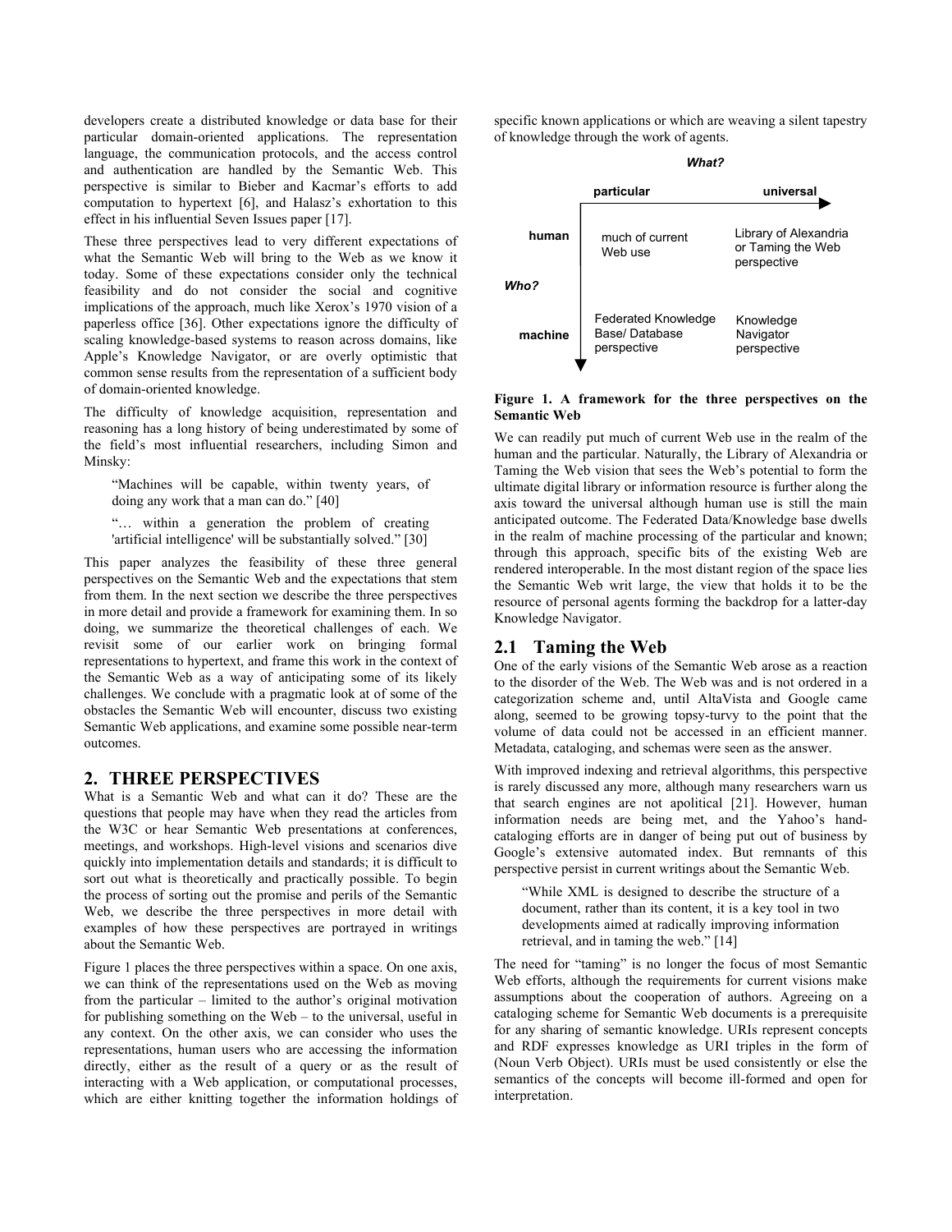developers create a distributed knowledge or data base for their particular domain-oriented applications. The representation language, the communication protocols, and the access control and authentication are handled by the Semantic Web. This perspective is similar to Bieber and Kacmar's efforts to add computation to hypertext [6], and Halasz's exhortation to this effect in his influential Seven Issues paper [17].

These three perspectives lead to very different expectations of what the Semantic Web will bring to the Web as we know it today. Some of these expectations consider only the technical feasibility and do not consider the social and cognitive implications of the approach, much like Xerox's 1970 vision of a paperless office [36]. Other expectations ignore the difficulty of scaling knowledge-based systems to reason across domains, like Apple's Knowledge Navigator, or are overly optimistic that common sense results from the representation of a sufficient body of domain-oriented knowledge.

The difficulty of knowledge acquisition, representation and reasoning has a long history of being underestimated by some of the field's most influential researchers, including Simon and Minsky:

> "Machines will be capable, within twenty years, of doing any work that a man can do." [40]
>
> "… within a generation the problem of creating 'artificial intelligence' will be substantially solved." [30]

This paper analyzes the feasibility of these three general perspectives on the Semantic Web and the expectations that stem from them. In the next section we describe the three perspectives in more detail and provide a framework for examining them. In so doing, we summarize the theoretical challenges of each. We revisit some of our earlier work on bringing formal representations to hypertext, and frame this work in the context of the Semantic Web as a way of anticipating some of its likely challenges. We conclude with a pragmatic look at of some of the obstacles the Semantic Web will encounter, discuss two existing Semantic Web applications, and examine some possible near-term outcomes.

## 2. THREE PERSPECTIVES

What is a Semantic Web and what can it do? These are the questions that people may have when they read the articles from the W3C or hear Semantic Web presentations at conferences, meetings, and workshops. High-level visions and scenarios dive quickly into implementation details and standards; it is difficult to sort out what is theoretically and practically possible. To begin the process of sorting out the promise and perils of the Semantic Web, we describe the three perspectives in more detail with examples of how these perspectives are portrayed in writings about the Semantic Web.

Figure 1 places the three perspectives within a space. On one axis, we can think of the representations used on the Web as moving from the particular – limited to the author's original motivation for publishing something on the Web – to the universal, useful in any context. On the other axis, we can consider who uses the representations, human users who are accessing the information directly, either as the result of a query or as the result of interacting with a Web application, or computational processes, which are either knitting together the information holdings of specific known applications or which are weaving a silent tapestry of knowledge through the work of agents.

What?

particular | universal

Who?

human: much of current Web use | Library of Alexandria or Taming the Web perspective

machine: Federated Knowledge Base/ Database perspective | Knowledge Navigator perspective

**Figure 1. A framework for the three perspectives on the Semantic Web**

We can readily put much of current Web use in the realm of the human and the particular. Naturally, the Library of Alexandria or Taming the Web vision that sees the Web's potential to form the ultimate digital library or information resource is further along the axis toward the universal although human use is still the main anticipated outcome. The Federated Data/Knowledge base dwells in the realm of machine processing of the particular and known; through this approach, specific bits of the existing Web are rendered interoperable. In the most distant region of the space lies the Semantic Web writ large, the view that holds it to be the resource of personal agents forming the backdrop for a latter-day Knowledge Navigator.

### 2.1 Taming the Web

One of the early visions of the Semantic Web arose as a reaction to the disorder of the Web. The Web was and is not ordered in a categorization scheme and, until AltaVista and Google came along, seemed to be growing topsy-turvy to the point that the volume of data could not be accessed in an efficient manner. Metadata, cataloging, and schemas were seen as the answer.

With improved indexing and retrieval algorithms, this perspective is rarely discussed any more, although many researchers warn us that search engines are not apolitical [21]. However, human information needs are being met, and the Yahoo's hand-cataloging efforts are in danger of being put out of business by Google's extensive automated index. But remnants of this perspective persist in current writings about the Semantic Web.

> "While XML is designed to describe the structure of a document, rather than its content, it is a key tool in two developments aimed at radically improving information retrieval, and in taming the web." [14]

The need for "taming" is no longer the focus of most Semantic Web efforts, although the requirements for current visions make assumptions about the cooperation of authors. Agreeing on a cataloging scheme for Semantic Web documents is a prerequisite for any sharing of semantic knowledge. URIs represent concepts and RDF expresses knowledge as URI triples in the form of (Noun Verb Object). URIs must be used consistently or else the semantics of the concepts will become ill-formed and open for interpretation.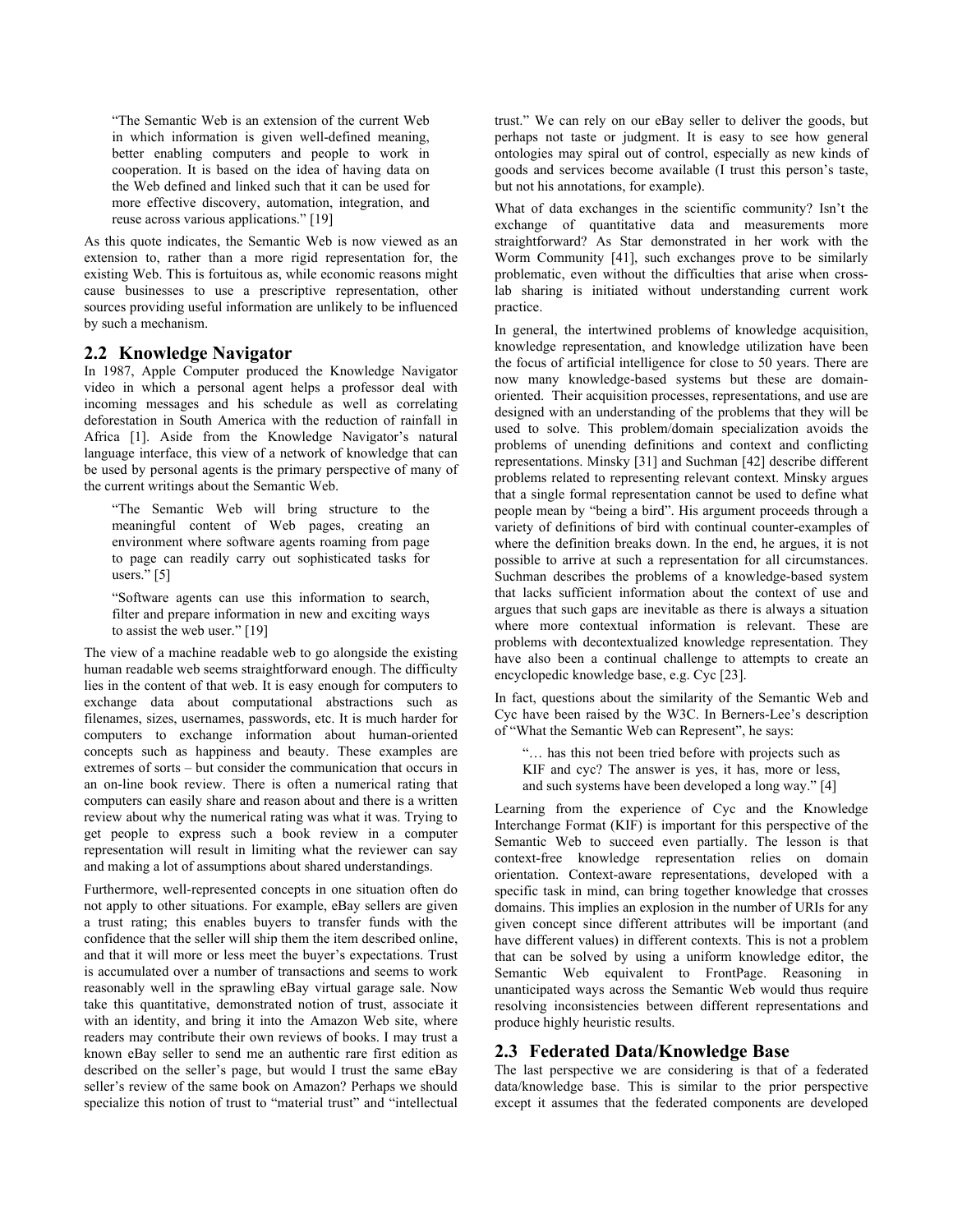> "The Semantic Web is an extension of the current Web in which information is given well-defined meaning, better enabling computers and people to work in cooperation. It is based on the idea of having data on the Web defined and linked such that it can be used for more effective discovery, automation, integration, and reuse across various applications." [19]

As this quote indicates, the Semantic Web is now viewed as an extension to, rather than a more rigid representation for, the existing Web. This is fortuitous as, while economic reasons might cause businesses to use a prescriptive representation, other sources providing useful information are unlikely to be influenced by such a mechanism.

## 2.2 Knowledge Navigator

In 1987, Apple Computer produced the Knowledge Navigator video in which a personal agent helps a professor deal with incoming messages and his schedule as well as correlating deforestation in South America with the reduction of rainfall in Africa [1]. Aside from the Knowledge Navigator's natural language interface, this view of a network of knowledge that can be used by personal agents is the primary perspective of many of the current writings about the Semantic Web.

> "The Semantic Web will bring structure to the meaningful content of Web pages, creating an environment where software agents roaming from page to page can readily carry out sophisticated tasks for users." [5]

> "Software agents can use this information to search, filter and prepare information in new and exciting ways to assist the web user." [19]

The view of a machine readable web to go alongside the existing human readable web seems straightforward enough. The difficulty lies in the content of that web. It is easy enough for computers to exchange data about computational abstractions such as filenames, sizes, usernames, passwords, etc. It is much harder for computers to exchange information about human-oriented concepts such as happiness and beauty. These examples are extremes of sorts – but consider the communication that occurs in an on-line book review. There is often a numerical rating that computers can easily share and reason about and there is a written review about why the numerical rating was what it was. Trying to get people to express such a book review in a computer representation will result in limiting what the reviewer can say and making a lot of assumptions about shared understandings.

Furthermore, well-represented concepts in one situation often do not apply to other situations. For example, eBay sellers are given a trust rating; this enables buyers to transfer funds with the confidence that the seller will ship them the item described online, and that it will more or less meet the buyer's expectations. Trust is accumulated over a number of transactions and seems to work reasonably well in the sprawling eBay virtual garage sale. Now take this quantitative, demonstrated notion of trust, associate it with an identity, and bring it into the Amazon Web site, where readers may contribute their own reviews of books. I may trust a known eBay seller to send me an authentic rare first edition as described on the seller's page, but would I trust the same eBay seller's review of the same book on Amazon? Perhaps we should specialize this notion of trust to "material trust" and "intellectual trust." We can rely on our eBay seller to deliver the goods, but perhaps not taste or judgment. It is easy to see how general ontologies may spiral out of control, especially as new kinds of goods and services become available (I trust this person's taste, but not his annotations, for example).

What of data exchanges in the scientific community? Isn't the exchange of quantitative data and measurements more straightforward? As Star demonstrated in her work with the Worm Community [41], such exchanges prove to be similarly problematic, even without the difficulties that arise when cross-lab sharing is initiated without understanding current work practice.

In general, the intertwined problems of knowledge acquisition, knowledge representation, and knowledge utilization have been the focus of artificial intelligence for close to 50 years. There are now many knowledge-based systems but these are domain-oriented. Their acquisition processes, representations, and use are designed with an understanding of the problems that they will be used to solve. This problem/domain specialization avoids the problems of unending definitions and context and conflicting representations. Minsky [31] and Suchman [42] describe different problems related to representing relevant context. Minsky argues that a single formal representation cannot be used to define what people mean by "being a bird". His argument proceeds through a variety of definitions of bird with continual counter-examples of where the definition breaks down. In the end, he argues, it is not possible to arrive at such a representation for all circumstances. Suchman describes the problems of a knowledge-based system that lacks sufficient information about the context of use and argues that such gaps are inevitable as there is always a situation where more contextual information is relevant. These are problems with decontextualized knowledge representation. They have also been a continual challenge to attempts to create an encyclopedic knowledge base, e.g. Cyc [23].

In fact, questions about the similarity of the Semantic Web and Cyc have been raised by the W3C. In Berners-Lee's description of "What the Semantic Web can Represent", he says:

> "… has this not been tried before with projects such as KIF and cyc? The answer is yes, it has, more or less, and such systems have been developed a long way." [4]

Learning from the experience of Cyc and the Knowledge Interchange Format (KIF) is important for this perspective of the Semantic Web to succeed even partially. The lesson is that context-free knowledge representation relies on domain orientation. Context-aware representations, developed with a specific task in mind, can bring together knowledge that crosses domains. This implies an explosion in the number of URIs for any given concept since different attributes will be important (and have different values) in different contexts. This is not a problem that can be solved by using a uniform knowledge editor, the Semantic Web equivalent to FrontPage. Reasoning in unanticipated ways across the Semantic Web would thus require resolving inconsistencies between different representations and produce highly heuristic results.

## 2.3 Federated Data/Knowledge Base

The last perspective we are considering is that of a federated data/knowledge base. This is similar to the prior perspective except it assumes that the federated components are developed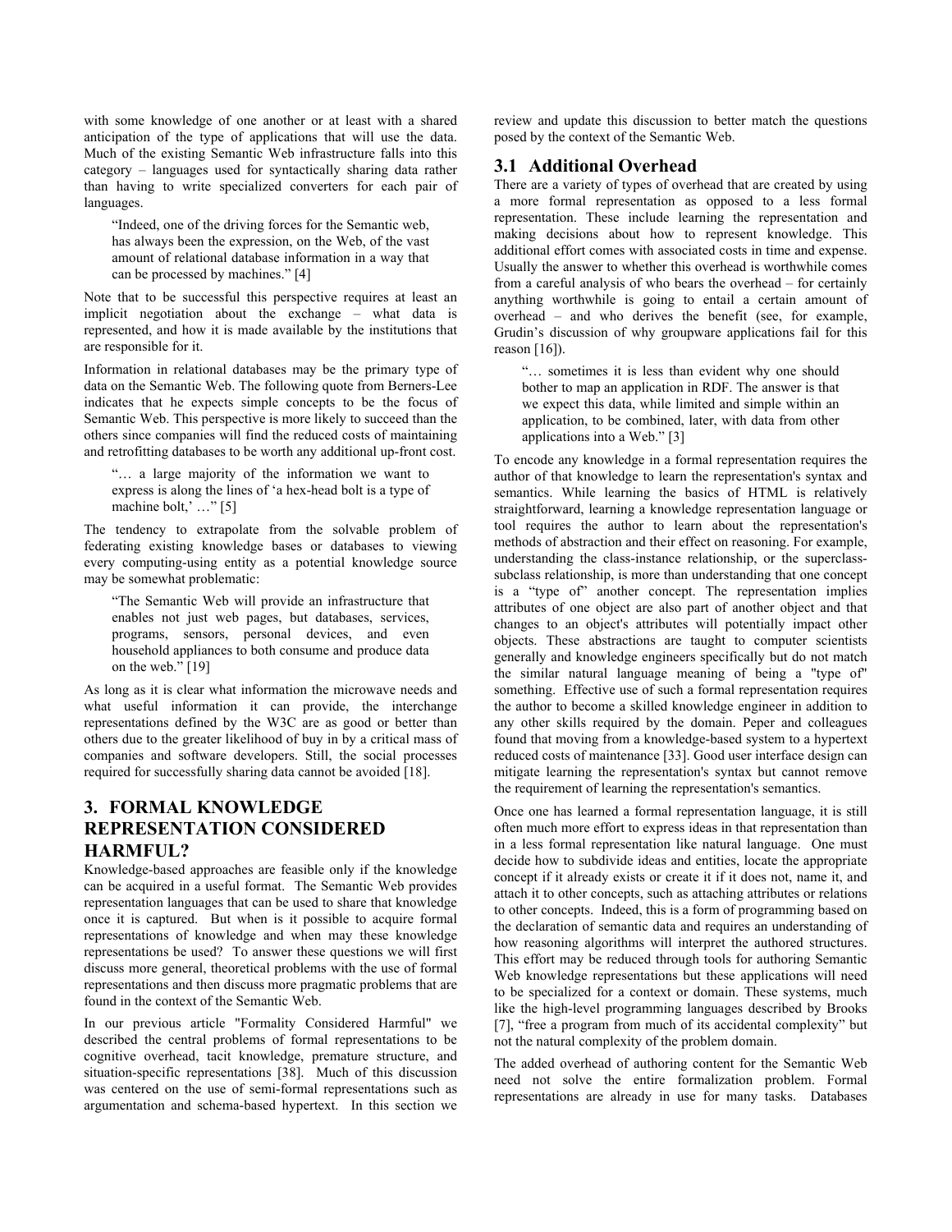with some knowledge of one another or at least with a shared anticipation of the type of applications that will use the data. Much of the existing Semantic Web infrastructure falls into this category – languages used for syntactically sharing data rather than having to write specialized converters for each pair of languages.

> "Indeed, one of the driving forces for the Semantic web, has always been the expression, on the Web, of the vast amount of relational database information in a way that can be processed by machines." [4]

Note that to be successful this perspective requires at least an implicit negotiation about the exchange – what data is represented, and how it is made available by the institutions that are responsible for it.

Information in relational databases may be the primary type of data on the Semantic Web. The following quote from Berners-Lee indicates that he expects simple concepts to be the focus of Semantic Web. This perspective is more likely to succeed than the others since companies will find the reduced costs of maintaining and retrofitting databases to be worth any additional up-front cost.

> "… a large majority of the information we want to express is along the lines of 'a hex-head bolt is a type of machine bolt,' …" [5]

The tendency to extrapolate from the solvable problem of federating existing knowledge bases or databases to viewing every computing-using entity as a potential knowledge source may be somewhat problematic:

> "The Semantic Web will provide an infrastructure that enables not just web pages, but databases, services, programs, sensors, personal devices, and even household appliances to both consume and produce data on the web." [19]

As long as it is clear what information the microwave needs and what useful information it can provide, the interchange representations defined by the W3C are as good or better than others due to the greater likelihood of buy in by a critical mass of companies and software developers. Still, the social processes required for successfully sharing data cannot be avoided [18].

## 3. FORMAL KNOWLEDGE REPRESENTATION CONSIDERED HARMFUL?

Knowledge-based approaches are feasible only if the knowledge can be acquired in a useful format. The Semantic Web provides representation languages that can be used to share that knowledge once it is captured. But when is it possible to acquire formal representations of knowledge and when may these knowledge representations be used? To answer these questions we will first discuss more general, theoretical problems with the use of formal representations and then discuss more pragmatic problems that are found in the context of the Semantic Web.

In our previous article "Formality Considered Harmful" we described the central problems of formal representations to be cognitive overhead, tacit knowledge, premature structure, and situation-specific representations [38]. Much of this discussion was centered on the use of semi-formal representations such as argumentation and schema-based hypertext. In this section we review and update this discussion to better match the questions posed by the context of the Semantic Web.

### 3.1 Additional Overhead

There are a variety of types of overhead that are created by using a more formal representation as opposed to a less formal representation. These include learning the representation and making decisions about how to represent knowledge. This additional effort comes with associated costs in time and expense. Usually the answer to whether this overhead is worthwhile comes from a careful analysis of who bears the overhead – for certainly anything worthwhile is going to entail a certain amount of overhead – and who derives the benefit (see, for example, Grudin's discussion of why groupware applications fail for this reason [16]).

> "… sometimes it is less than evident why one should bother to map an application in RDF. The answer is that we expect this data, while limited and simple within an application, to be combined, later, with data from other applications into a Web." [3]

To encode any knowledge in a formal representation requires the author of that knowledge to learn the representation's syntax and semantics. While learning the basics of HTML is relatively straightforward, learning a knowledge representation language or tool requires the author to learn about the representation's methods of abstraction and their effect on reasoning. For example, understanding the class-instance relationship, or the superclass-subclass relationship, is more than understanding that one concept is a "type of" another concept. The representation implies attributes of one object are also part of another object and that changes to an object's attributes will potentially impact other objects. These abstractions are taught to computer scientists generally and knowledge engineers specifically but do not match the similar natural language meaning of being a "type of" something. Effective use of such a formal representation requires the author to become a skilled knowledge engineer in addition to any other skills required by the domain. Peper and colleagues found that moving from a knowledge-based system to a hypertext reduced costs of maintenance [33]. Good user interface design can mitigate learning the representation's syntax but cannot remove the requirement of learning the representation's semantics.

Once one has learned a formal representation language, it is still often much more effort to express ideas in that representation than in a less formal representation like natural language. One must decide how to subdivide ideas and entities, locate the appropriate concept if it already exists or create it if it does not, name it, and attach it to other concepts, such as attaching attributes or relations to other concepts. Indeed, this is a form of programming based on the declaration of semantic data and requires an understanding of how reasoning algorithms will interpret the authored structures. This effort may be reduced through tools for authoring Semantic Web knowledge representations but these applications will need to be specialized for a context or domain. These systems, much like the high-level programming languages described by Brooks [7], "free a program from much of its accidental complexity" but not the natural complexity of the problem domain.

The added overhead of authoring content for the Semantic Web need not solve the entire formalization problem. Formal representations are already in use for many tasks. Databases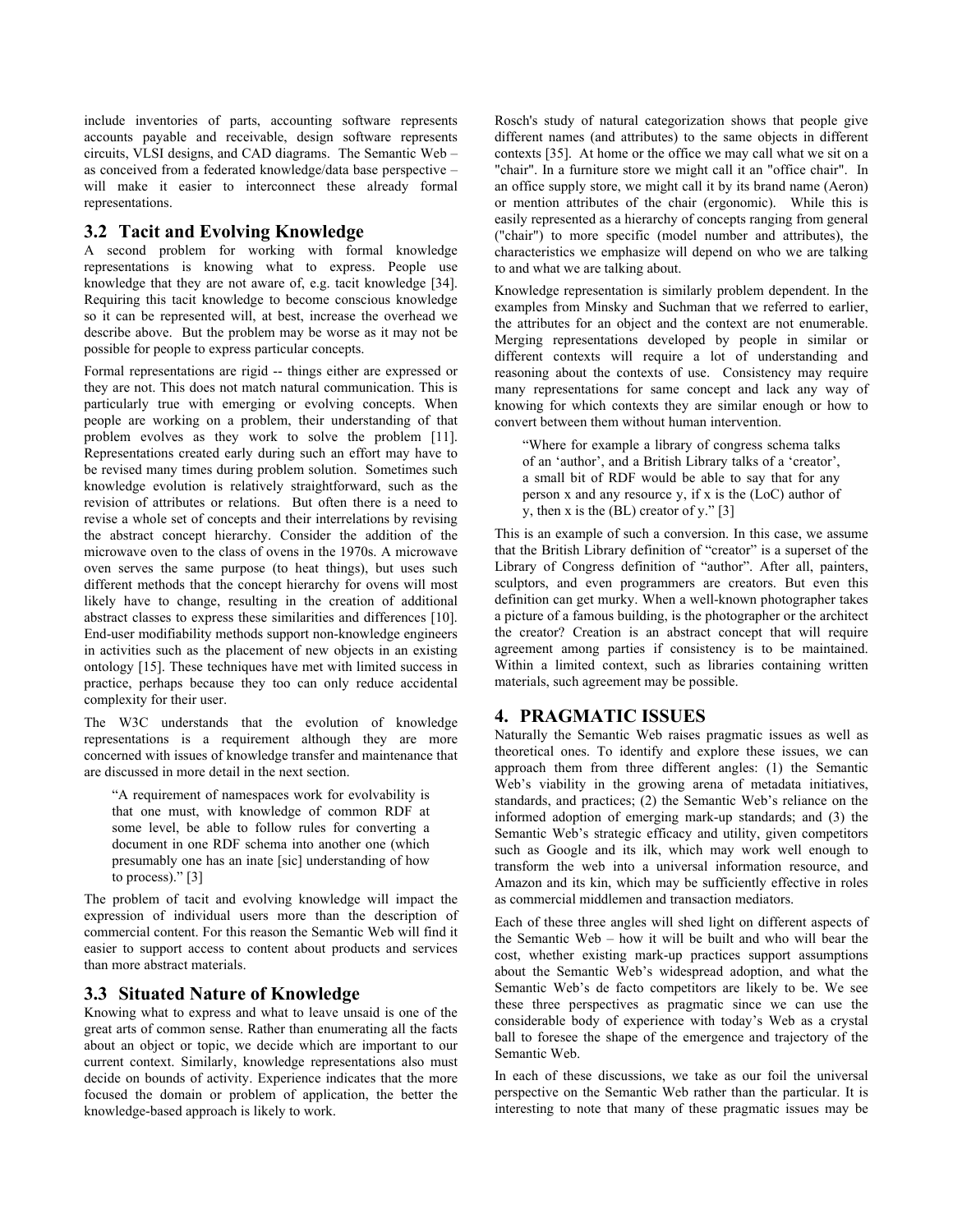include inventories of parts, accounting software represents accounts payable and receivable, design software represents circuits, VLSI designs, and CAD diagrams. The Semantic Web – as conceived from a federated knowledge/data base perspective – will make it easier to interconnect these already formal representations.

## 3.2 Tacit and Evolving Knowledge

A second problem for working with formal knowledge representations is knowing what to express. People use knowledge that they are not aware of, e.g. tacit knowledge [34]. Requiring this tacit knowledge to become conscious knowledge so it can be represented will, at best, increase the overhead we describe above. But the problem may be worse as it may not be possible for people to express particular concepts.

Formal representations are rigid -- things either are expressed or they are not. This does not match natural communication. This is particularly true with emerging or evolving concepts. When people are working on a problem, their understanding of that problem evolves as they work to solve the problem [11]. Representations created early during such an effort may have to be revised many times during problem solution. Sometimes such knowledge evolution is relatively straightforward, such as the revision of attributes or relations. But often there is a need to revise a whole set of concepts and their interrelations by revising the abstract concept hierarchy. Consider the addition of the microwave oven to the class of ovens in the 1970s. A microwave oven serves the same purpose (to heat things), but uses such different methods that the concept hierarchy for ovens will most likely have to change, resulting in the creation of additional abstract classes to express these similarities and differences [10]. End-user modifiability methods support non-knowledge engineers in activities such as the placement of new objects in an existing ontology [15]. These techniques have met with limited success in practice, perhaps because they too can only reduce accidental complexity for their user.

The W3C understands that the evolution of knowledge representations is a requirement although they are more concerned with issues of knowledge transfer and maintenance that are discussed in more detail in the next section.

> "A requirement of namespaces work for evolvability is that one must, with knowledge of common RDF at some level, be able to follow rules for converting a document in one RDF schema into another one (which presumably one has an inate [sic] understanding of how to process)." [3]

The problem of tacit and evolving knowledge will impact the expression of individual users more than the description of commercial content. For this reason the Semantic Web will find it easier to support access to content about products and services than more abstract materials.

## 3.3 Situated Nature of Knowledge

Knowing what to express and what to leave unsaid is one of the great arts of common sense. Rather than enumerating all the facts about an object or topic, we decide which are important to our current context. Similarly, knowledge representations also must decide on bounds of activity. Experience indicates that the more focused the domain or problem of application, the better the knowledge-based approach is likely to work.

Rosch's study of natural categorization shows that people give different names (and attributes) to the same objects in different contexts [35]. At home or the office we may call what we sit on a "chair". In a furniture store we might call it an "office chair". In an office supply store, we might call it by its brand name (Aeron) or mention attributes of the chair (ergonomic). While this is easily represented as a hierarchy of concepts ranging from general ("chair") to more specific (model number and attributes), the characteristics we emphasize will depend on who we are talking to and what we are talking about.

Knowledge representation is similarly problem dependent. In the examples from Minsky and Suchman that we referred to earlier, the attributes for an object and the context are not enumerable. Merging representations developed by people in similar or different contexts will require a lot of understanding and reasoning about the contexts of use. Consistency may require many representations for same concept and lack any way of knowing for which contexts they are similar enough or how to convert between them without human intervention.

> "Where for example a library of congress schema talks of an 'author', and a British Library talks of a 'creator', a small bit of RDF would be able to say that for any person x and any resource y, if x is the (LoC) author of y, then x is the (BL) creator of y." [3]

This is an example of such a conversion. In this case, we assume that the British Library definition of "creator" is a superset of the Library of Congress definition of "author". After all, painters, sculptors, and even programmers are creators. But even this definition can get murky. When a well-known photographer takes a picture of a famous building, is the photographer or the architect the creator? Creation is an abstract concept that will require agreement among parties if consistency is to be maintained. Within a limited context, such as libraries containing written materials, such agreement may be possible.

# 4. PRAGMATIC ISSUES

Naturally the Semantic Web raises pragmatic issues as well as theoretical ones. To identify and explore these issues, we can approach them from three different angles: (1) the Semantic Web's viability in the growing arena of metadata initiatives, standards, and practices; (2) the Semantic Web's reliance on the informed adoption of emerging mark-up standards; and (3) the Semantic Web's strategic efficacy and utility, given competitors such as Google and its ilk, which may work well enough to transform the web into a universal information resource, and Amazon and its kin, which may be sufficiently effective in roles as commercial middlemen and transaction mediators.

Each of these three angles will shed light on different aspects of the Semantic Web – how it will be built and who will bear the cost, whether existing mark-up practices support assumptions about the Semantic Web's widespread adoption, and what the Semantic Web's de facto competitors are likely to be. We see these three perspectives as pragmatic since we can use the considerable body of experience with today's Web as a crystal ball to foresee the shape of the emergence and trajectory of the Semantic Web.

In each of these discussions, we take as our foil the universal perspective on the Semantic Web rather than the particular. It is interesting to note that many of these pragmatic issues may be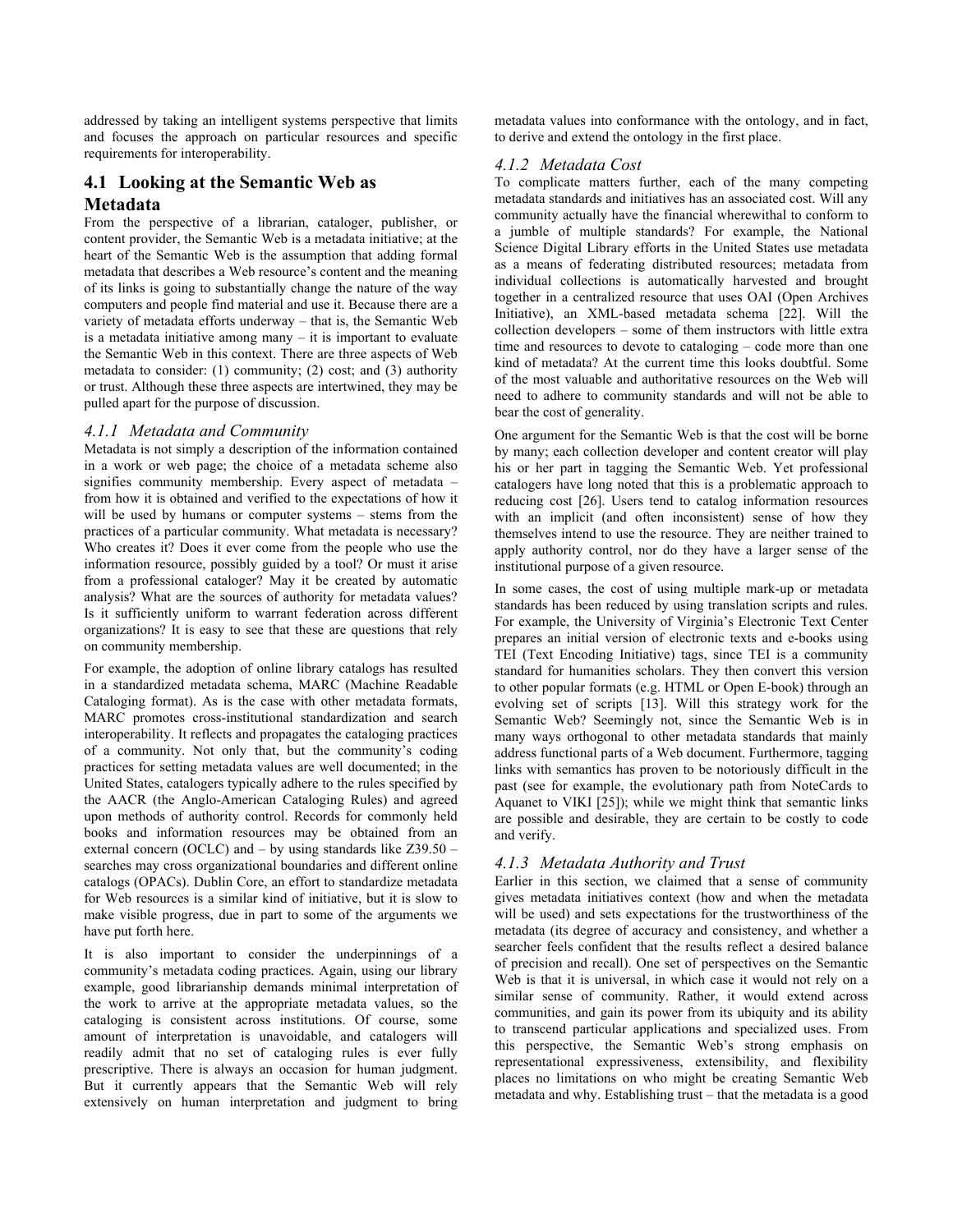addressed by taking an intelligent systems perspective that limits and focuses the approach on particular resources and specific requirements for interoperability.

## 4.1 Looking at the Semantic Web as Metadata

From the perspective of a librarian, cataloger, publisher, or content provider, the Semantic Web is a metadata initiative; at the heart of the Semantic Web is the assumption that adding formal metadata that describes a Web resource's content and the meaning of its links is going to substantially change the nature of the way computers and people find material and use it. Because there are a variety of metadata efforts underway – that is, the Semantic Web is a metadata initiative among many – it is important to evaluate the Semantic Web in this context. There are three aspects of Web metadata to consider: (1) community; (2) cost; and (3) authority or trust. Although these three aspects are intertwined, they may be pulled apart for the purpose of discussion.

### *4.1.1 Metadata and Community*

Metadata is not simply a description of the information contained in a work or web page; the choice of a metadata scheme also signifies community membership. Every aspect of metadata – from how it is obtained and verified to the expectations of how it will be used by humans or computer systems – stems from the practices of a particular community. What metadata is necessary? Who creates it? Does it ever come from the people who use the information resource, possibly guided by a tool? Or must it arise from a professional cataloger? May it be created by automatic analysis? What are the sources of authority for metadata values? Is it sufficiently uniform to warrant federation across different organizations? It is easy to see that these are questions that rely on community membership.

For example, the adoption of online library catalogs has resulted in a standardized metadata schema, MARC (Machine Readable Cataloging format). As is the case with other metadata formats, MARC promotes cross-institutional standardization and search interoperability. It reflects and propagates the cataloging practices of a community. Not only that, but the community's coding practices for setting metadata values are well documented; in the United States, catalogers typically adhere to the rules specified by the AACR (the Anglo-American Cataloging Rules) and agreed upon methods of authority control. Records for commonly held books and information resources may be obtained from an external concern (OCLC) and – by using standards like Z39.50 – searches may cross organizational boundaries and different online catalogs (OPACs). Dublin Core, an effort to standardize metadata for Web resources is a similar kind of initiative, but it is slow to make visible progress, due in part to some of the arguments we have put forth here.

It is also important to consider the underpinnings of a community's metadata coding practices. Again, using our library example, good librarianship demands minimal interpretation of the work to arrive at the appropriate metadata values, so the cataloging is consistent across institutions. Of course, some amount of interpretation is unavoidable, and catalogers will readily admit that no set of cataloging rules is ever fully prescriptive. There is always an occasion for human judgment. But it currently appears that the Semantic Web will rely extensively on human interpretation and judgment to bring metadata values into conformance with the ontology, and in fact, to derive and extend the ontology in the first place.

### *4.1.2 Metadata Cost*

To complicate matters further, each of the many competing metadata standards and initiatives has an associated cost. Will any community actually have the financial wherewithal to conform to a jumble of multiple standards? For example, the National Science Digital Library efforts in the United States use metadata as a means of federating distributed resources; metadata from individual collections is automatically harvested and brought together in a centralized resource that uses OAI (Open Archives Initiative), an XML-based metadata schema [22]. Will the collection developers – some of them instructors with little extra time and resources to devote to cataloging – code more than one kind of metadata? At the current time this looks doubtful. Some of the most valuable and authoritative resources on the Web will need to adhere to community standards and will not be able to bear the cost of generality.

One argument for the Semantic Web is that the cost will be borne by many; each collection developer and content creator will play his or her part in tagging the Semantic Web. Yet professional catalogers have long noted that this is a problematic approach to reducing cost [26]. Users tend to catalog information resources with an implicit (and often inconsistent) sense of how they themselves intend to use the resource. They are neither trained to apply authority control, nor do they have a larger sense of the institutional purpose of a given resource.

In some cases, the cost of using multiple mark-up or metadata standards has been reduced by using translation scripts and rules. For example, the University of Virginia's Electronic Text Center prepares an initial version of electronic texts and e-books using TEI (Text Encoding Initiative) tags, since TEI is a community standard for humanities scholars. They then convert this version to other popular formats (e.g. HTML or Open E-book) through an evolving set of scripts [13]. Will this strategy work for the Semantic Web? Seemingly not, since the Semantic Web is in many ways orthogonal to other metadata standards that mainly address functional parts of a Web document. Furthermore, tagging links with semantics has proven to be notoriously difficult in the past (see for example, the evolutionary path from NoteCards to Aquanet to VIKI [25]); while we might think that semantic links are possible and desirable, they are certain to be costly to code and verify.

### *4.1.3 Metadata Authority and Trust*

Earlier in this section, we claimed that a sense of community gives metadata initiatives context (how and when the metadata will be used) and sets expectations for the trustworthiness of the metadata (its degree of accuracy and consistency, and whether a searcher feels confident that the results reflect a desired balance of precision and recall). One set of perspectives on the Semantic Web is that it is universal, in which case it would not rely on a similar sense of community. Rather, it would extend across communities, and gain its power from its ubiquity and its ability to transcend particular applications and specialized uses. From this perspective, the Semantic Web's strong emphasis on representational expressiveness, extensibility, and flexibility places no limitations on who might be creating Semantic Web metadata and why. Establishing trust – that the metadata is a good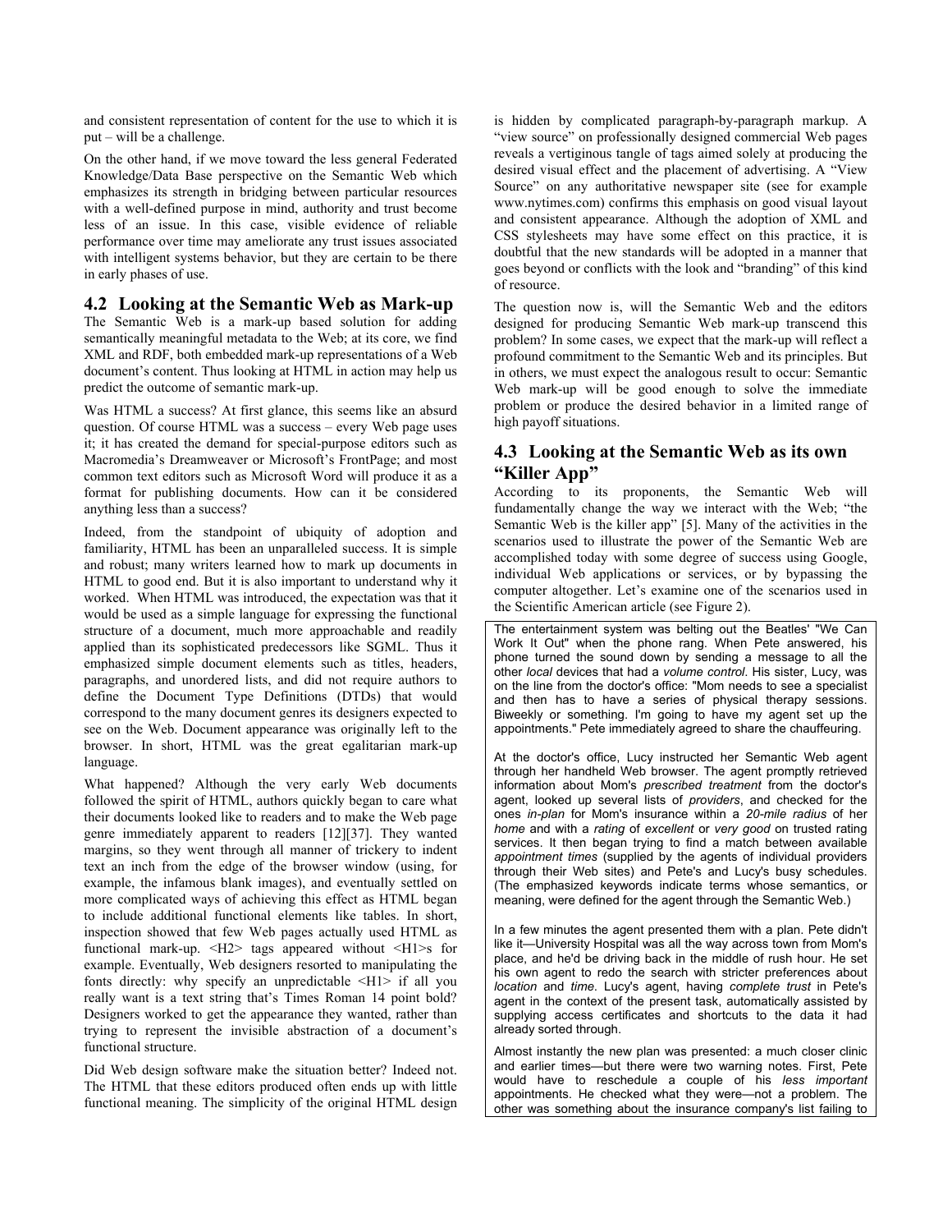and consistent representation of content for the use to which it is put – will be a challenge.

On the other hand, if we move toward the less general Federated Knowledge/Data Base perspective on the Semantic Web which emphasizes its strength in bridging between particular resources with a well-defined purpose in mind, authority and trust become less of an issue. In this case, visible evidence of reliable performance over time may ameliorate any trust issues associated with intelligent systems behavior, but they are certain to be there in early phases of use.

## 4.2 Looking at the Semantic Web as Mark-up

The Semantic Web is a mark-up based solution for adding semantically meaningful metadata to the Web; at its core, we find XML and RDF, both embedded mark-up representations of a Web document's content. Thus looking at HTML in action may help us predict the outcome of semantic mark-up.

Was HTML a success? At first glance, this seems like an absurd question. Of course HTML was a success – every Web page uses it; it has created the demand for special-purpose editors such as Macromedia's Dreamweaver or Microsoft's FrontPage; and most common text editors such as Microsoft Word will produce it as a format for publishing documents. How can it be considered anything less than a success?

Indeed, from the standpoint of ubiquity of adoption and familiarity, HTML has been an unparalleled success. It is simple and robust; many writers learned how to mark up documents in HTML to good end. But it is also important to understand why it worked. When HTML was introduced, the expectation was that it would be used as a simple language for expressing the functional structure of a document, much more approachable and readily applied than its sophisticated predecessors like SGML. Thus it emphasized simple document elements such as titles, headers, paragraphs, and unordered lists, and did not require authors to define the Document Type Definitions (DTDs) that would correspond to the many document genres its designers expected to see on the Web. Document appearance was originally left to the browser. In short, HTML was the great egalitarian mark-up language.

What happened? Although the very early Web documents followed the spirit of HTML, authors quickly began to care what their documents looked like to readers and to make the Web page genre immediately apparent to readers [12][37]. They wanted margins, so they went through all manner of trickery to indent text an inch from the edge of the browser window (using, for example, the infamous blank images), and eventually settled on more complicated ways of achieving this effect as HTML began to include additional functional elements like tables. In short, inspection showed that few Web pages actually used HTML as functional mark-up. <H2> tags appeared without <H1>s for example. Eventually, Web designers resorted to manipulating the fonts directly: why specify an unpredictable <H1> if all you really want is a text string that's Times Roman 14 point bold? Designers worked to get the appearance they wanted, rather than trying to represent the invisible abstraction of a document's functional structure.

Did Web design software make the situation better? Indeed not. The HTML that these editors produced often ends up with little functional meaning. The simplicity of the original HTML design is hidden by complicated paragraph-by-paragraph markup. A "view source" on professionally designed commercial Web pages reveals a vertiginous tangle of tags aimed solely at producing the desired visual effect and the placement of advertising. A "View Source" on any authoritative newspaper site (see for example www.nytimes.com) confirms this emphasis on good visual layout and consistent appearance. Although the adoption of XML and CSS stylesheets may have some effect on this practice, it is doubtful that the new standards will be adopted in a manner that goes beyond or conflicts with the look and "branding" of this kind of resource.

The question now is, will the Semantic Web and the editors designed for producing Semantic Web mark-up transcend this problem? In some cases, we expect that the mark-up will reflect a profound commitment to the Semantic Web and its principles. But in others, we must expect the analogous result to occur: Semantic Web mark-up will be good enough to solve the immediate problem or produce the desired behavior in a limited range of high payoff situations.

## 4.3 Looking at the Semantic Web as its own "Killer App"

According to its proponents, the Semantic Web will fundamentally change the way we interact with the Web; "the Semantic Web is the killer app" [5]. Many of the activities in the scenarios used to illustrate the power of the Semantic Web are accomplished today with some degree of success using Google, individual Web applications or services, or by bypassing the computer altogether. Let's examine one of the scenarios used in the Scientific American article (see Figure 2).

> The entertainment system was belting out the Beatles' "We Can Work It Out" when the phone rang. When Pete answered, his phone turned the sound down by sending a message to all the other *local* devices that had a *volume control*. His sister, Lucy, was on the line from the doctor's office: "Mom needs to see a specialist and then has to have a series of physical therapy sessions. Biweekly or something. I'm going to have my agent set up the appointments." Pete immediately agreed to share the chauffeuring.
>
> At the doctor's office, Lucy instructed her Semantic Web agent through her handheld Web browser. The agent promptly retrieved information about Mom's *prescribed treatment* from the doctor's agent, looked up several lists of *providers*, and checked for the ones *in-plan* for Mom's insurance within a *20-mile radius* of her *home* and with a *rating* of *excellent* or *very good* on trusted rating services. It then began trying to find a match between available *appointment times* (supplied by the agents of individual providers through their Web sites) and Pete's and Lucy's busy schedules. (The emphasized keywords indicate terms whose semantics, or meaning, were defined for the agent through the Semantic Web.)
>
> In a few minutes the agent presented them with a plan. Pete didn't like it—University Hospital was all the way across town from Mom's place, and he'd be driving back in the middle of rush hour. He set his own agent to redo the search with stricter preferences about *location* and *time*. Lucy's agent, having *complete trust* in Pete's agent in the context of the present task, automatically assisted by supplying access certificates and shortcuts to the data it had already sorted through.
>
> Almost instantly the new plan was presented: a much closer clinic and earlier times—but there were two warning notes. First, Pete would have to reschedule a couple of his *less important* appointments. He checked what they were—not a problem. The other was something about the insurance company's list failing to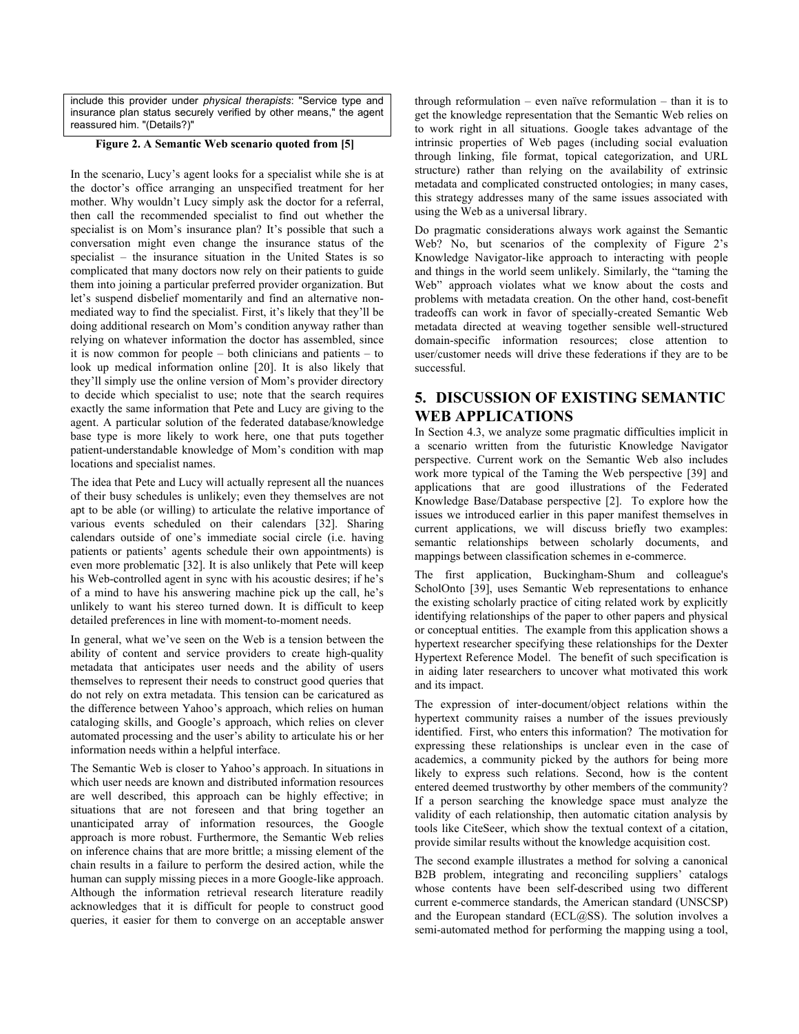include this provider under *physical therapists*: "Service type and insurance plan status securely verified by other means," the agent reassured him. "(Details?)"

**Figure 2. A Semantic Web scenario quoted from [5]**

In the scenario, Lucy's agent looks for a specialist while she is at the doctor's office arranging an unspecified treatment for her mother. Why wouldn't Lucy simply ask the doctor for a referral, then call the recommended specialist to find out whether the specialist is on Mom's insurance plan? It's possible that such a conversation might even change the insurance status of the specialist – the insurance situation in the United States is so complicated that many doctors now rely on their patients to guide them into joining a particular preferred provider organization. But let's suspend disbelief momentarily and find an alternative non-mediated way to find the specialist. First, it's likely that they'll be doing additional research on Mom's condition anyway rather than relying on whatever information the doctor has assembled, since it is now common for people – both clinicians and patients – to look up medical information online [20]. It is also likely that they'll simply use the online version of Mom's provider directory to decide which specialist to use; note that the search requires exactly the same information that Pete and Lucy are giving to the agent. A particular solution of the federated database/knowledge base type is more likely to work here, one that puts together patient-understandable knowledge of Mom's condition with map locations and specialist names.

The idea that Pete and Lucy will actually represent all the nuances of their busy schedules is unlikely; even they themselves are not apt to be able (or willing) to articulate the relative importance of various events scheduled on their calendars [32]. Sharing calendars outside of one's immediate social circle (i.e. having patients or patients' agents schedule their own appointments) is even more problematic [32]. It is also unlikely that Pete will keep his Web-controlled agent in sync with his acoustic desires; if he's of a mind to have his answering machine pick up the call, he's unlikely to want his stereo turned down. It is difficult to keep detailed preferences in line with moment-to-moment needs.

In general, what we've seen on the Web is a tension between the ability of content and service providers to create high-quality metadata that anticipates user needs and the ability of users themselves to represent their needs to construct good queries that do not rely on extra metadata. This tension can be caricatured as the difference between Yahoo's approach, which relies on human cataloging skills, and Google's approach, which relies on clever automated processing and the user's ability to articulate his or her information needs within a helpful interface.

The Semantic Web is closer to Yahoo's approach. In situations in which user needs are known and distributed information resources are well described, this approach can be highly effective; in situations that are not foreseen and that bring together an unanticipated array of information resources, the Google approach is more robust. Furthermore, the Semantic Web relies on inference chains that are more brittle; a missing element of the chain results in a failure to perform the desired action, while the human can supply missing pieces in a more Google-like approach. Although the information retrieval research literature readily acknowledges that it is difficult for people to construct good queries, it easier for them to converge on an acceptable answer through reformulation – even naïve reformulation – than it is to get the knowledge representation that the Semantic Web relies on to work right in all situations. Google takes advantage of the intrinsic properties of Web pages (including social evaluation through linking, file format, topical categorization, and URL structure) rather than relying on the availability of extrinsic metadata and complicated constructed ontologies; in many cases, this strategy addresses many of the same issues associated with using the Web as a universal library.

Do pragmatic considerations always work against the Semantic Web? No, but scenarios of the complexity of Figure 2's Knowledge Navigator-like approach to interacting with people and things in the world seem unlikely. Similarly, the "taming the Web" approach violates what we know about the costs and problems with metadata creation. On the other hand, cost-benefit tradeoffs can work in favor of specially-created Semantic Web metadata directed at weaving together sensible well-structured domain-specific information resources; close attention to user/customer needs will drive these federations if they are to be successful.

## 5. DISCUSSION OF EXISTING SEMANTIC WEB APPLICATIONS

In Section 4.3, we analyze some pragmatic difficulties implicit in a scenario written from the futuristic Knowledge Navigator perspective. Current work on the Semantic Web also includes work more typical of the Taming the Web perspective [39] and applications that are good illustrations of the Federated Knowledge Base/Database perspective [2]. To explore how the issues we introduced earlier in this paper manifest themselves in current applications, we will discuss briefly two examples: semantic relationships between scholarly documents, and mappings between classification schemes in e-commerce.

The first application, Buckingham-Shum and colleague's ScholOnto [39], uses Semantic Web representations to enhance the existing scholarly practice of citing related work by explicitly identifying relationships of the paper to other papers and physical or conceptual entities. The example from this application shows a hypertext researcher specifying these relationships for the Dexter Hypertext Reference Model. The benefit of such specification is in aiding later researchers to uncover what motivated this work and its impact.

The expression of inter-document/object relations within the hypertext community raises a number of the issues previously identified. First, who enters this information? The motivation for expressing these relationships is unclear even in the case of academics, a community picked by the authors for being more likely to express such relations. Second, how is the content entered deemed trustworthy by other members of the community? If a person searching the knowledge space must analyze the validity of each relationship, then automatic citation analysis by tools like CiteSeer, which show the textual context of a citation, provide similar results without the knowledge acquisition cost.

The second example illustrates a method for solving a canonical B2B problem, integrating and reconciling suppliers' catalogs whose contents have been self-described using two different current e-commerce standards, the American standard (UNSCSP) and the European standard (ECL@SS). The solution involves a semi-automated method for performing the mapping using a tool,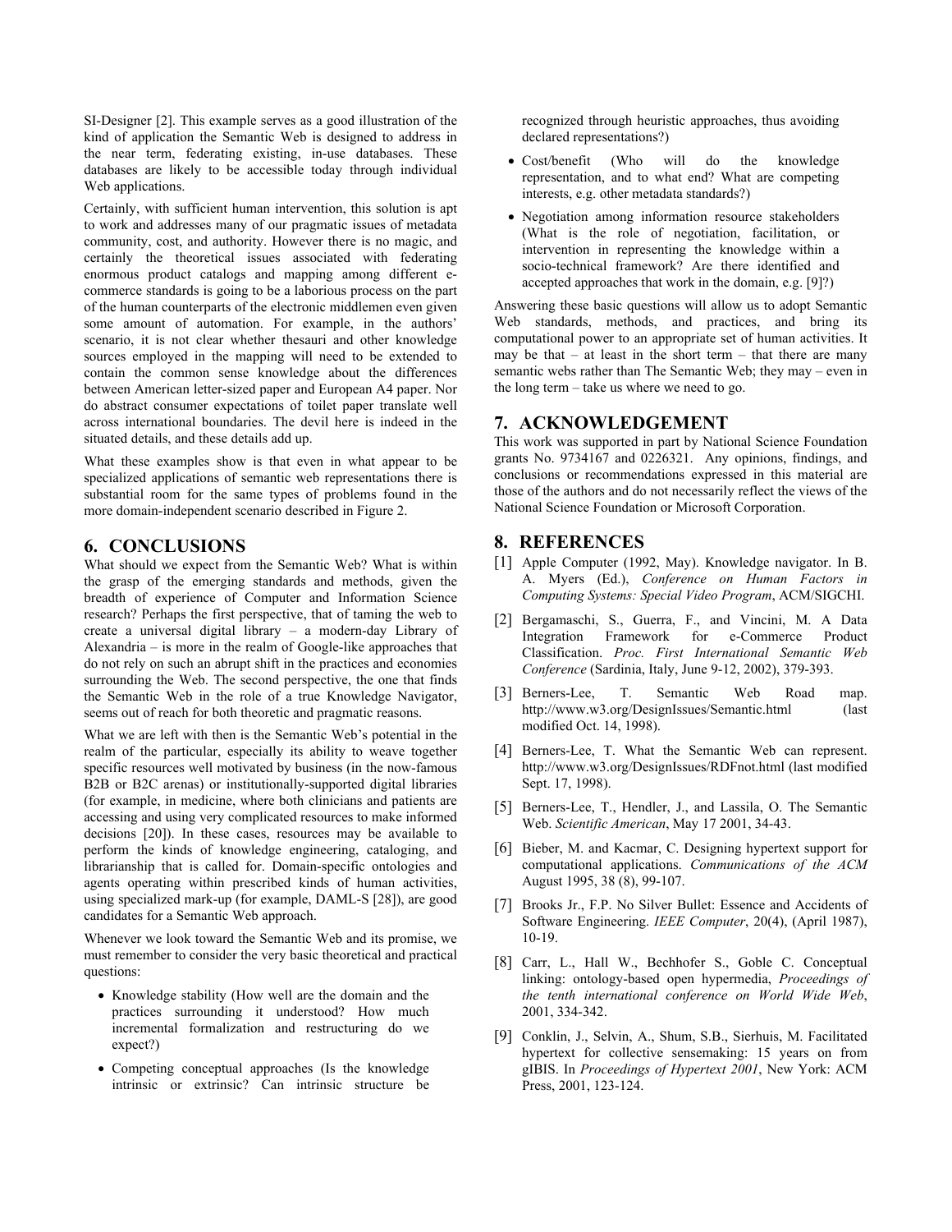SI-Designer [2]. This example serves as a good illustration of the kind of application the Semantic Web is designed to address in the near term, federating existing, in-use databases. These databases are likely to be accessible today through individual Web applications.

Certainly, with sufficient human intervention, this solution is apt to work and addresses many of our pragmatic issues of metadata community, cost, and authority. However there is no magic, and certainly the theoretical issues associated with federating enormous product catalogs and mapping among different e-commerce standards is going to be a laborious process on the part of the human counterparts of the electronic middlemen even given some amount of automation. For example, in the authors' scenario, it is not clear whether thesauri and other knowledge sources employed in the mapping will need to be extended to contain the common sense knowledge about the differences between American letter-sized paper and European A4 paper. Nor do abstract consumer expectations of toilet paper translate well across international boundaries. The devil here is indeed in the situated details, and these details add up.

What these examples show is that even in what appear to be specialized applications of semantic web representations there is substantial room for the same types of problems found in the more domain-independent scenario described in Figure 2.

## 6. CONCLUSIONS

What should we expect from the Semantic Web? What is within the grasp of the emerging standards and methods, given the breadth of experience of Computer and Information Science research? Perhaps the first perspective, that of taming the web to create a universal digital library – a modern-day Library of Alexandria – is more in the realm of Google-like approaches that do not rely on such an abrupt shift in the practices and economies surrounding the Web. The second perspective, the one that finds the Semantic Web in the role of a true Knowledge Navigator, seems out of reach for both theoretic and pragmatic reasons.

What we are left with then is the Semantic Web's potential in the realm of the particular, especially its ability to weave together specific resources well motivated by business (in the now-famous B2B or B2C arenas) or institutionally-supported digital libraries (for example, in medicine, where both clinicians and patients are accessing and using very complicated resources to make informed decisions [20]). In these cases, resources may be available to perform the kinds of knowledge engineering, cataloging, and librarianship that is called for. Domain-specific ontologies and agents operating within prescribed kinds of human activities, using specialized mark-up (for example, DAML-S [28]), are good candidates for a Semantic Web approach.

Whenever we look toward the Semantic Web and its promise, we must remember to consider the very basic theoretical and practical questions:

- Knowledge stability (How well are the domain and the practices surrounding it understood? How much incremental formalization and restructuring do we expect?)
- Competing conceptual approaches (Is the knowledge intrinsic or extrinsic? Can intrinsic structure be recognized through heuristic approaches, thus avoiding declared representations?)
- Cost/benefit (Who will do the knowledge representation, and to what end? What are competing interests, e.g. other metadata standards?)
- Negotiation among information resource stakeholders (What is the role of negotiation, facilitation, or intervention in representing the knowledge within a socio-technical framework? Are there identified and accepted approaches that work in the domain, e.g. [9]?)

Answering these basic questions will allow us to adopt Semantic Web standards, methods, and practices, and bring its computational power to an appropriate set of human activities. It may be that – at least in the short term – that there are many semantic webs rather than The Semantic Web; they may – even in the long term – take us where we need to go.

## 7. ACKNOWLEDGEMENT

This work was supported in part by National Science Foundation grants No. 9734167 and 0226321. Any opinions, findings, and conclusions or recommendations expressed in this material are those of the authors and do not necessarily reflect the views of the National Science Foundation or Microsoft Corporation.

## 8. REFERENCES

[1] Apple Computer (1992, May). Knowledge navigator. In B. A. Myers (Ed.), *Conference on Human Factors in Computing Systems: Special Video Program*, ACM/SIGCHI.

[2] Bergamaschi, S., Guerra, F., and Vincini, M. A Data Integration Framework for e-Commerce Product Classification. *Proc. First International Semantic Web Conference* (Sardinia, Italy, June 9-12, 2002), 379-393.

[3] Berners-Lee, T. Semantic Web Road map. http://www.w3.org/DesignIssues/Semantic.html (last modified Oct. 14, 1998).

[4] Berners-Lee, T. What the Semantic Web can represent. http://www.w3.org/DesignIssues/RDFnot.html (last modified Sept. 17, 1998).

[5] Berners-Lee, T., Hendler, J., and Lassila, O. The Semantic Web. *Scientific American*, May 17 2001, 34-43.

[6] Bieber, M. and Kacmar, C. Designing hypertext support for computational applications. *Communications of the ACM* August 1995, 38 (8), 99-107.

[7] Brooks Jr., F.P. No Silver Bullet: Essence and Accidents of Software Engineering. *IEEE Computer*, 20(4), (April 1987), 10-19.

[8] Carr, L., Hall W., Bechhofer S., Goble C. Conceptual linking: ontology-based open hypermedia, *Proceedings of the tenth international conference on World Wide Web*, 2001, 334-342.

[9] Conklin, J., Selvin, A., Shum, S.B., Sierhuis, M. Facilitated hypertext for collective sensemaking: 15 years on from gIBIS. In *Proceedings of Hypertext 2001*, New York: ACM Press, 2001, 123-124.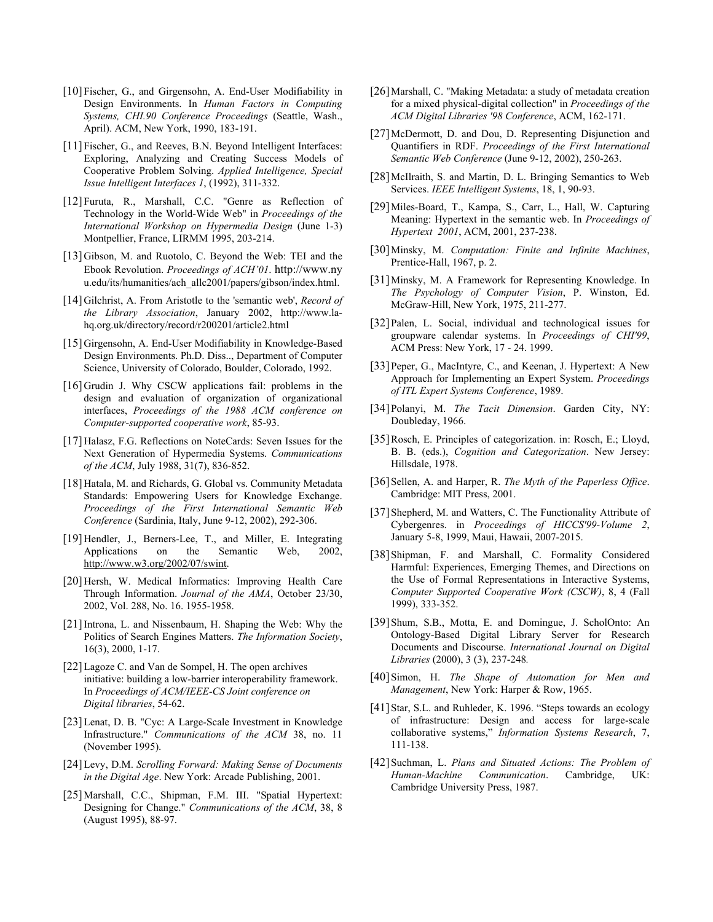[10] Fischer, G., and Girgensohn, A. End-User Modifiability in Design Environments. In *Human Factors in Computing Systems, CHI.90 Conference Proceedings* (Seattle, Wash., April). ACM, New York, 1990, 183-191.

[11] Fischer, G., and Reeves, B.N. Beyond Intelligent Interfaces: Exploring, Analyzing and Creating Success Models of Cooperative Problem Solving. *Applied Intelligence, Special Issue Intelligent Interfaces 1*, (1992), 311-332.

[12] Furuta, R., Marshall, C.C. "Genre as Reflection of Technology in the World-Wide Web" in *Proceedings of the International Workshop on Hypermedia Design* (June 1-3) Montpellier, France, LIRMM 1995, 203-214.

[13] Gibson, M. and Ruotolo, C. Beyond the Web: TEI and the Ebook Revolution. *Proceedings of ACH'01*. http://www.nyu.edu/its/humanities/ach_allc2001/papers/gibson/index.html.

[14] Gilchrist, A. From Aristotle to the 'semantic web', *Record of the Library Association*, January 2002, http://www.la-hq.org.uk/directory/record/r200201/article2.html

[15] Girgensohn, A. End-User Modifiability in Knowledge-Based Design Environments. Ph.D. Diss.., Department of Computer Science, University of Colorado, Boulder, Colorado, 1992.

[16] Grudin J. Why CSCW applications fail: problems in the design and evaluation of organization of organizational interfaces, *Proceedings of the 1988 ACM conference on Computer-supported cooperative work*, 85-93.

[17] Halasz, F.G. Reflections on NoteCards: Seven Issues for the Next Generation of Hypermedia Systems. *Communications of the ACM*, July 1988, 31(7), 836-852.

[18] Hatala, M. and Richards, G. Global vs. Community Metadata Standards: Empowering Users for Knowledge Exchange. *Proceedings of the First International Semantic Web Conference* (Sardinia, Italy, June 9-12, 2002), 292-306.

[19] Hendler, J., Berners-Lee, T., and Miller, E. Integrating Applications on the Semantic Web, 2002, http://www.w3.org/2002/07/swint.

[20] Hersh, W. Medical Informatics: Improving Health Care Through Information. *Journal of the AMA*, October 23/30, 2002, Vol. 288, No. 16. 1955-1958.

[21] Introna, L. and Nissenbaum, H. Shaping the Web: Why the Politics of Search Engines Matters. *The Information Society*, 16(3), 2000, 1-17.

[22] Lagoze C. and Van de Sompel, H. The open archives initiative: building a low-barrier interoperability framework. In *Proceedings of ACM/IEEE-CS Joint conference on Digital libraries*, 54-62.

[23] Lenat, D. B. "Cyc: A Large-Scale Investment in Knowledge Infrastructure." *Communications of the ACM* 38, no. 11 (November 1995).

[24] Levy, D.M. *Scrolling Forward: Making Sense of Documents in the Digital Age*. New York: Arcade Publishing, 2001.

[25] Marshall, C.C., Shipman, F.M. III. "Spatial Hypertext: Designing for Change." *Communications of the ACM*, 38, 8 (August 1995), 88-97.

[26] Marshall, C. "Making Metadata: a study of metadata creation for a mixed physical-digital collection" in *Proceedings of the ACM Digital Libraries '98 Conference*, ACM, 162-171.

[27] McDermott, D. and Dou, D. Representing Disjunction and Quantifiers in RDF. *Proceedings of the First International Semantic Web Conference* (June 9-12, 2002), 250-263.

[28] McIlraith, S. and Martin, D. L. Bringing Semantics to Web Services. *IEEE Intelligent Systems*, 18, 1, 90-93.

[29] Miles-Board, T., Kampa, S., Carr, L., Hall, W. Capturing Meaning: Hypertext in the semantic web. In *Proceedings of Hypertext 2001*, ACM, 2001, 237-238.

[30] Minsky, M. *Computation: Finite and Infinite Machines*, Prentice-Hall, 1967, p. 2.

[31] Minsky, M. A Framework for Representing Knowledge. In *The Psychology of Computer Vision*, P. Winston, Ed. McGraw-Hill, New York, 1975, 211-277.

[32] Palen, L. Social, individual and technological issues for groupware calendar systems. In *Proceedings of CHI'99*, ACM Press: New York, 17 - 24. 1999.

[33] Peper, G., MacIntyre, C., and Keenan, J. Hypertext: A New Approach for Implementing an Expert System. *Proceedings of ITL Expert Systems Conference*, 1989.

[34] Polanyi, M. *The Tacit Dimension*. Garden City, NY: Doubleday, 1966.

[35] Rosch, E. Principles of categorization. in: Rosch, E.; Lloyd, B. B. (eds.), *Cognition and Categorization*. New Jersey: Hillsdale, 1978.

[36] Sellen, A. and Harper, R. *The Myth of the Paperless Office*. Cambridge: MIT Press, 2001.

[37] Shepherd, M. and Watters, C. The Functionality Attribute of Cybergenres. in *Proceedings of HICCS'99-Volume 2*, January 5-8, 1999, Maui, Hawaii, 2007-2015.

[38] Shipman, F. and Marshall, C. Formality Considered Harmful: Experiences, Emerging Themes, and Directions on the Use of Formal Representations in Interactive Systems, *Computer Supported Cooperative Work (CSCW)*, 8, 4 (Fall 1999), 333-352.

[39] Shum, S.B., Motta, E. and Domingue, J. ScholOnto: An Ontology-Based Digital Library Server for Research Documents and Discourse. *International Journal on Digital Libraries* (2000), 3 (3), 237-248.

[40] Simon, H. *The Shape of Automation for Men and Management*, New York: Harper & Row, 1965.

[41] Star, S.L. and Ruhleder, K. 1996. "Steps towards an ecology of infrastructure: Design and access for large-scale collaborative systems," *Information Systems Research*, 7, 111-138.

[42] Suchman, L. *Plans and Situated Actions: The Problem of Human-Machine Communication*. Cambridge, UK: Cambridge University Press, 1987.